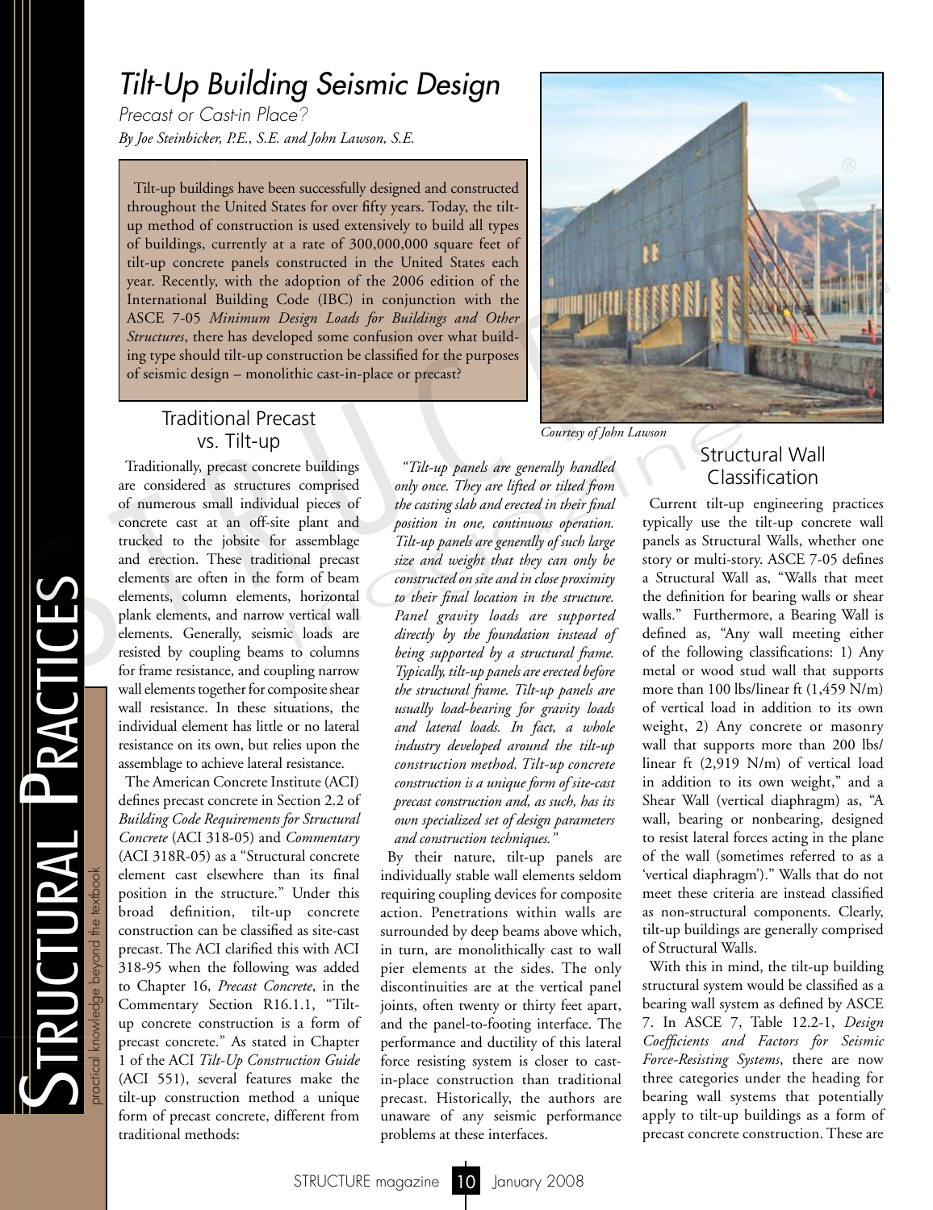# Tilt-Up Building Seismic Design

*Precast or Cast-in Place?*

*By Joe Steinbicker, P.E., S.E. and John Lawson, S.E.*

Tilt-up buildings have been successfully designed and constructed throughout the United States for over fifty years. Today, the tilt-up method of construction is used extensively to build all types of buildings, currently at a rate of 300,000,000 square feet of tilt-up concrete panels constructed in the United States each year. Recently, with the adoption of the 2006 edition of the International Building Code (IBC) in conjunction with the ASCE 7-05 *Minimum Design Loads for Buildings and Other Structures*, there has developed some confusion over what building type should tilt-up construction be classified for the purposes of seismic design – monolithic cast-in-place or precast?

*Courtesy of John Lawson*

## Traditional Precast vs. Tilt-up

Traditionally, precast concrete buildings are considered as structures comprised of numerous small individual pieces of concrete cast at an off-site plant and trucked to the jobsite for assemblage and erection. These traditional precast elements are often in the form of beam elements, column elements, horizontal plank elements, and narrow vertical wall elements. Generally, seismic loads are resisted by coupling beams to columns for frame resistance, and coupling narrow wall elements together for composite shear wall resistance. In these situations, the individual element has little or no lateral resistance on its own, but relies upon the assemblage to achieve lateral resistance.

The American Concrete Institute (ACI) defines precast concrete in Section 2.2 of *Building Code Requirements for Structural Concrete* (ACI 318-05) and *Commentary* (ACI 318R-05) as a "Structural concrete element cast elsewhere than its final position in the structure." Under this broad definition, tilt-up concrete construction can be classified as site-cast precast. The ACI clarified this with ACI 318-95 when the following was added to Chapter 16, *Precast Concrete*, in the Commentary Section R16.1.1, "Tilt-up concrete construction is a form of precast concrete." As stated in Chapter 1 of the ACI *Tilt-Up Construction Guide* (ACI 551), several features make the tilt-up construction method a unique form of precast concrete, different from traditional methods:

*"Tilt-up panels are generally handled only once. They are lifted or tilted from the casting slab and erected in their final position in one, continuous operation. Tilt-up panels are generally of such large size and weight that they can only be constructed on site and in close proximity to their final location in the structure. Panel gravity loads are supported directly by the foundation instead of being supported by a structural frame. Typically, tilt-up panels are erected before the structural frame. Tilt-up panels are usually load-bearing for gravity loads and lateral loads. In fact, a whole industry developed around the tilt-up construction method. Tilt-up concrete construction is a unique form of site-cast precast construction and, as such, has its own specialized set of design parameters and construction techniques."*

By their nature, tilt-up panels are individually stable wall elements seldom requiring coupling devices for composite action. Penetrations within walls are surrounded by deep beams above which, in turn, are monolithically cast to wall pier elements at the sides. The only discontinuities are at the vertical panel joints, often twenty or thirty feet apart, and the panel-to-footing interface. The performance and ductility of this lateral force resisting system is closer to cast-in-place construction than traditional precast. Historically, the authors are unaware of any seismic performance problems at these interfaces.

## Structural Wall Classification

Current tilt-up engineering practices typically use the tilt-up concrete wall panels as Structural Walls, whether one story or multi-story. ASCE 7-05 defines a Structural Wall as, "Walls that meet the definition for bearing walls or shear walls." Furthermore, a Bearing Wall is defined as, "Any wall meeting either of the following classifications: 1) Any metal or wood stud wall that supports more than 100 lbs/linear ft (1,459 N/m) of vertical load in addition to its own weight, 2) Any concrete or masonry wall that supports more than 200 lbs/linear ft (2,919 N/m) of vertical load in addition to its own weight," and a Shear Wall (vertical diaphragm) as, "A wall, bearing or nonbearing, designed to resist lateral forces acting in the plane of the wall (sometimes referred to as a 'vertical diaphragm')." Walls that do not meet these criteria are instead classified as non-structural components. Clearly, tilt-up buildings are generally comprised of Structural Walls.

With this in mind, the tilt-up building structural system would be classified as a bearing wall system as defined by ASCE 7. In ASCE 7, Table 12.2-1, *Design Coefficients and Factors for Seismic Force-Resisting Systems*, there are now three categories under the heading for bearing wall systems that potentially apply to tilt-up buildings as a form of precast concrete construction. These are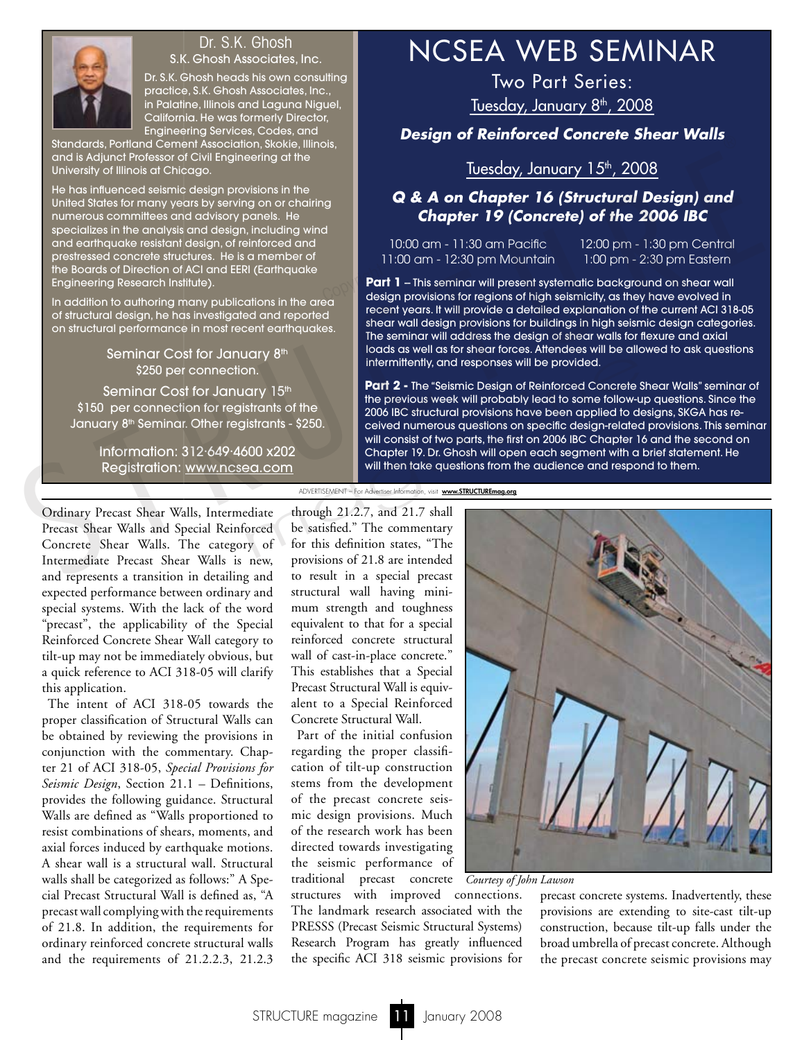Dr. S.K. Ghosh
S.K. Ghosh Associates, Inc.

Dr. S.K. Ghosh heads his own consulting practice, S.K. Ghosh Associates, Inc., in Palatine, Illinois and Laguna Niguel, California. He was formerly Director, Engineering Services, Codes, and Standards, Portland Cement Association, Skokie, Illinois, and is Adjunct Professor of Civil Engineering at the University of Illinois at Chicago.

He has influenced seismic design provisions in the United States for many years by serving on or chairing numerous committees and advisory panels. He specializes in the analysis and design, including wind and earthquake resistant design, of reinforced and prestressed concrete structures. He is a member of the Boards of Direction of ACI and EERI (Earthquake Engineering Research Institute).

In addition to authoring many publications in the area of structural design, he has investigated and reported on structural performance in most recent earthquakes.

Seminar Cost for January 8th
$250 per connection.

Seminar Cost for January 15th
$150 per connection for registrants of the January 8th Seminar. Other registrants - $250.

Information: 312·649·4600 x202
Registration: www.ncsea.com

# NCSEA WEB SEMINAR

Two Part Series:

Tuesday, January 8th, 2008

***Design of Reinforced Concrete Shear Walls***

Tuesday, January 15th, 2008

***Q & A on Chapter 16 (Structural Design) and Chapter 19 (Concrete) of the 2006 IBC***

10:00 am - 11:30 am Pacific | 12:00 pm - 1:30 pm Central
11:00 am - 12:30 pm Mountain | 1:00 pm - 2:30 pm Eastern

**Part 1** – This seminar will present systematic background on shear wall design provisions for regions of high seismicity, as they have evolved in recent years. It will provide a detailed explanation of the current ACI 318-05 shear wall design provisions for buildings in high seismic design categories. The seminar will address the design of shear walls for flexure and axial loads as well as for shear forces. Attendees will be allowed to ask questions intermittently, and responses will be provided.

**Part 2** - The "Seismic Design of Reinforced Concrete Shear Walls" seminar of the previous week will probably lead to some follow-up questions. Since the 2006 IBC structural provisions have been applied to designs, SKGA has received numerous questions on specific design-related provisions. This seminar will consist of two parts, the first on 2006 IBC Chapter 16 and the second on Chapter 19. Dr. Ghosh will open each segment with a brief statement. He will then take questions from the audience and respond to them.

ADVERTISEMENT – For Advertiser Information, visit www.STRUCTUREmag.org

Ordinary Precast Shear Walls, Intermediate Precast Shear Walls and Special Reinforced Concrete Shear Walls. The category of Intermediate Precast Shear Walls is new, and represents a transition in detailing and expected performance between ordinary and special systems. With the lack of the word "precast", the applicability of the Special Reinforced Concrete Shear Wall category to tilt-up may not be immediately obvious, but a quick reference to ACI 318-05 will clarify this application.

The intent of ACI 318-05 towards the proper classification of Structural Walls can be obtained by reviewing the provisions in conjunction with the commentary. Chapter 21 of ACI 318-05, *Special Provisions for Seismic Design*, Section 21.1 – Definitions, provides the following guidance. Structural Walls are defined as "Walls proportioned to resist combinations of shears, moments, and axial forces induced by earthquake motions. A shear wall is a structural wall. Structural walls shall be categorized as follows:" A Special Precast Structural Wall is defined as, "A precast wall complying with the requirements of 21.8. In addition, the requirements for ordinary reinforced concrete structural walls and the requirements of 21.2.2.3, 21.2.3 through 21.2.7, and 21.7 shall be satisfied." The commentary for this definition states, "The provisions of 21.8 are intended to result in a special precast structural wall having minimum strength and toughness equivalent to that for a special reinforced concrete structural wall of cast-in-place concrete." This establishes that a Special Precast Structural Wall is equivalent to a Special Reinforced Concrete Structural Wall.

Part of the initial confusion regarding the proper classification of tilt-up construction stems from the development of the precast concrete seismic design provisions. Much of the research work has been directed towards investigating the seismic performance of traditional precast concrete structures with improved connections. The landmark research associated with the PRESSS (Precast Seismic Structural Systems) Research Program has greatly influenced the specific ACI 318 seismic provisions for precast concrete systems. Inadvertently, these provisions are extending to site-cast tilt-up construction, because tilt-up falls under the broad umbrella of precast concrete. Although the precast concrete seismic provisions may

*Courtesy of John Lawson*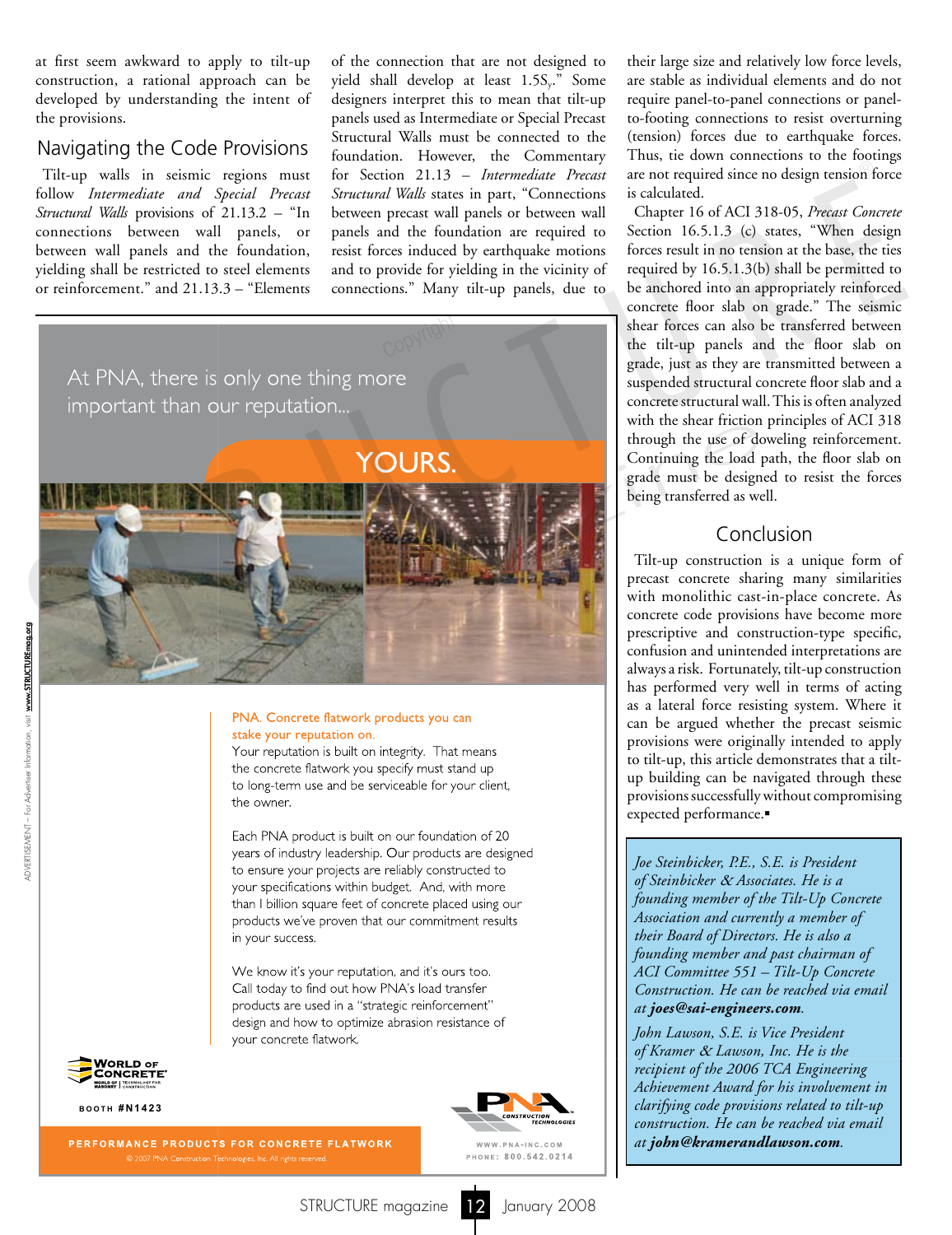at first seem awkward to apply to tilt-up construction, a rational approach can be developed by understanding the intent of the provisions.

## Navigating the Code Provisions

Tilt-up walls in seismic regions must follow *Intermediate and Special Precast Structural Walls* provisions of 21.13.2 – "In connections between wall panels, or between wall panels and the foundation, yielding shall be restricted to steel elements or reinforcement." and 21.13.3 – "Elements of the connection that are not designed to yield shall develop at least $1.5S_y$." Some designers interpret this to mean that tilt-up panels used as Intermediate or Special Precast Structural Walls must be connected to the foundation. However, the Commentary for Section 21.13 – *Intermediate Precast Structural Walls* states in part, "Connections between precast wall panels or between wall panels and the foundation are required to resist forces induced by earthquake motions and to provide for yielding in the vicinity of connections." Many tilt-up panels, due to their large size and relatively low force levels, are stable as individual elements and do not require panel-to-panel connections or panel-to-footing connections to resist overturning (tension) forces due to earthquake forces. Thus, tie down connections to the footings are not required since no design tension force is calculated.

Chapter 16 of ACI 318-05, *Precast Concrete* Section 16.5.1.3 (c) states, "When design forces result in no tension at the base, the ties required by 16.5.1.3(b) shall be permitted to be anchored into an appropriately reinforced concrete floor slab on grade." The seismic shear forces can also be transferred between the tilt-up panels and the floor slab on grade, just as they are transmitted between a suspended structural concrete floor slab and a concrete structural wall. This is often analyzed with the shear friction principles of ACI 318 through the use of doweling reinforcement. Continuing the load path, the floor slab on grade must be designed to resist the forces being transferred as well.

## Conclusion

Tilt-up construction is a unique form of precast concrete sharing many similarities with monolithic cast-in-place concrete. As concrete code provisions have become more prescriptive and construction-type specific, confusion and unintended interpretations are always a risk. Fortunately, tilt-up construction has performed very well in terms of acting as a lateral force resisting system. Where it can be argued whether the precast seismic provisions were originally intended to apply to tilt-up, this article demonstrates that a tilt-up building can be navigated through these provisions successfully without compromising expected performance.▪

*Joe Steinbicker, P.E., S.E. is President of Steinbicker & Associates. He is a founding member of the Tilt-Up Concrete Association and currently a member of their Board of Directors. He is also a founding member and past chairman of ACI Committee 551 – Tilt-Up Concrete Construction. He can be reached via email at* ***joes@sai-engineers.com****.*

*John Lawson, S.E. is Vice President of Kramer & Lawson, Inc. He is the recipient of the 2006 TCA Engineering Achievement Award for his involvement in clarifying code provisions related to tilt-up construction. He can be reached via email at* ***john@kramerandlawson.com****.*

At PNA, there is only one thing more important than our reputation...

YOURS.

PNA. Concrete flatwork products you can stake your reputation on.

Your reputation is built on integrity. That means the concrete flatwork you specify must stand up to long-term use and be serviceable for your client, the owner.

Each PNA product is built on our foundation of 20 years of industry leadership. Our products are designed to ensure your projects are reliably constructed to your specifications within budget. And, with more than 1 billion square feet of concrete placed using our products we've proven that our commitment results in your success.

We know it's your reputation, and it's ours too. Call today to find out how PNA's load transfer products are used in a "strategic reinforcement" design and how to optimize abrasion resistance of your concrete flatwork.

WORLD OF CONCRETE

BOOTH #N1423

PNA CONSTRUCTION TECHNOLOGIES

WWW.PNA-INC.COM
PHONE: 800.542.0214

PERFORMANCE PRODUCTS FOR CONCRETE FLATWORK

© 2007 PNA Construction Technologies, Inc. All rights reserved.

ADVERTISEMENT – For Advertiser Information, visit www.STRUCTUREmag.org